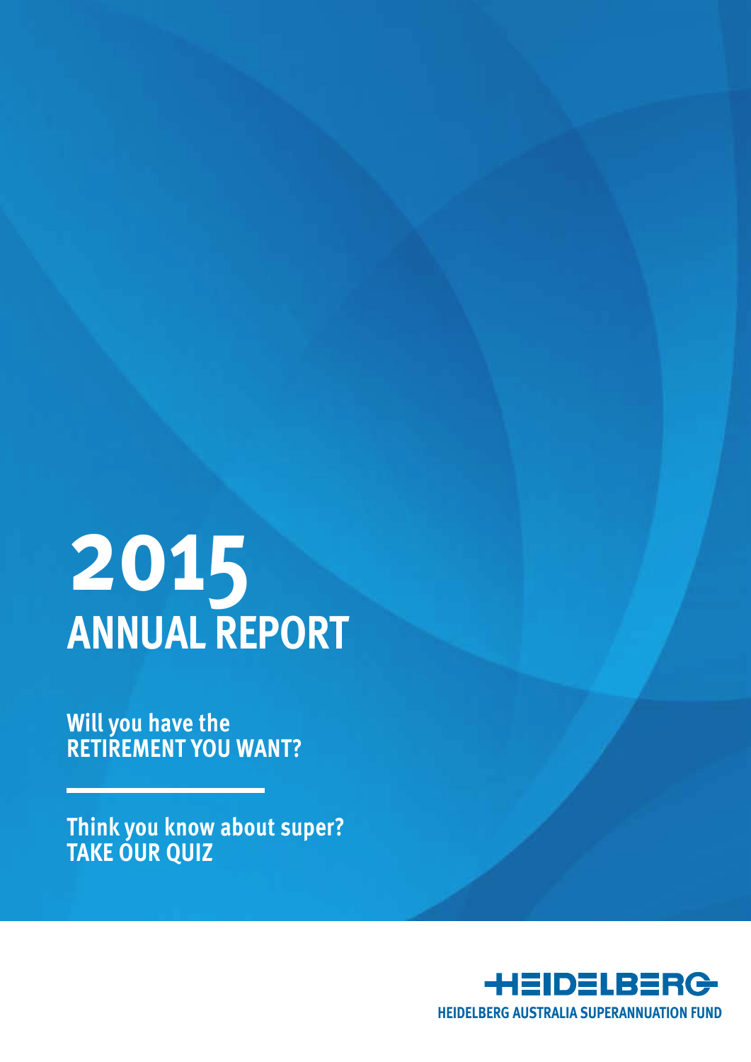# 2015 ANNUAL REPORT

**Will you have the RETIREMENT YOU WANT?**

**Think you know about super? TAKE OUR QUIZ**

HEIDELBERG

HEIDELBERG AUSTRALIA SUPERANNUATION FUND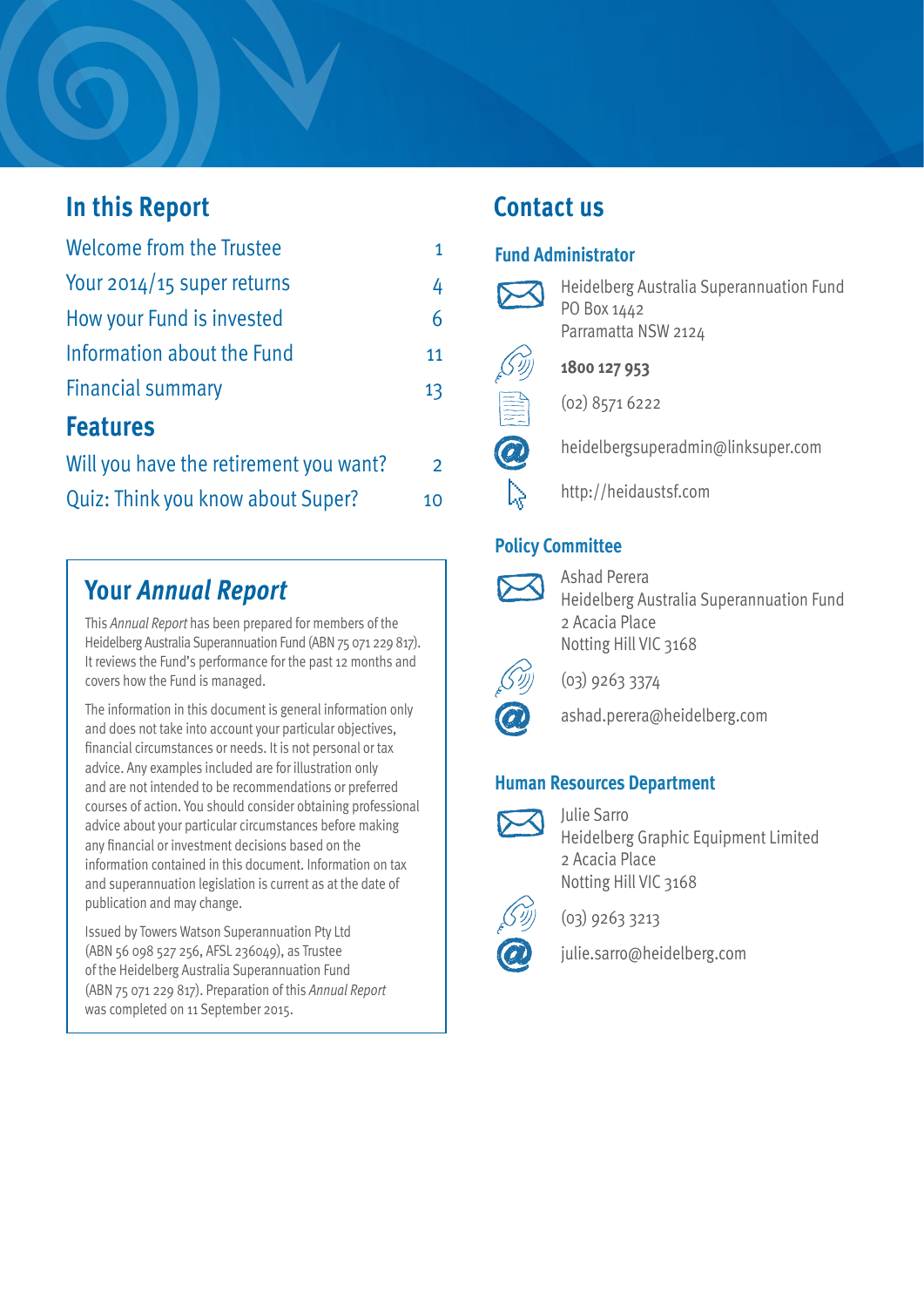## In this Report

| | |
|---|---|
| Welcome from the Trustee | 1 |
| Your 2014/15 super returns | 4 |
| How your Fund is invested | 6 |
| Information about the Fund | 11 |
| Financial summary | 13 |

## Features

| | |
|---|---|
| Will you have the retirement you want? | 2 |
| Quiz: Think you know about Super? | 10 |

## Your *Annual Report*

This *Annual Report* has been prepared for members of the Heidelberg Australia Superannuation Fund (ABN 75 071 229 817). It reviews the Fund's performance for the past 12 months and covers how the Fund is managed.

The information in this document is general information only and does not take into account your particular objectives, financial circumstances or needs. It is not personal or tax advice. Any examples included are for illustration only and are not intended to be recommendations or preferred courses of action. You should consider obtaining professional advice about your particular circumstances before making any financial or investment decisions based on the information contained in this document. Information on tax and superannuation legislation is current as at the date of publication and may change.

Issued by Towers Watson Superannuation Pty Ltd (ABN 56 098 527 256, AFSL 236049), as Trustee of the Heidelberg Australia Superannuation Fund (ABN 75 071 229 817). Preparation of this *Annual Report* was completed on 11 September 2015.

## Contact us

### Fund Administrator

Heidelberg Australia Superannuation Fund
PO Box 1442
Parramatta NSW 2124

**1800 127 953**

(02) 8571 6222

heidelbergsuperadmin@linksuper.com

http://heidaustsf.com

### Policy Committee

Ashad Perera
Heidelberg Australia Superannuation Fund
2 Acacia Place
Notting Hill VIC 3168

(03) 9263 3374

ashad.perera@heidelberg.com

### Human Resources Department

Julie Sarro
Heidelberg Graphic Equipment Limited
2 Acacia Place
Notting Hill VIC 3168

(03) 9263 3213

julie.sarro@heidelberg.com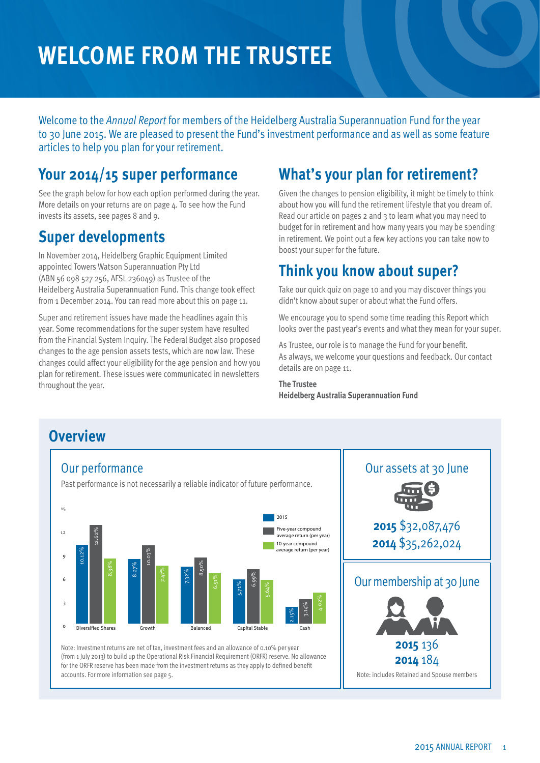# WELCOME FROM THE TRUSTEE

Welcome to the *Annual Report* for members of the Heidelberg Australia Superannuation Fund for the year to 30 June 2015. We are pleased to present the Fund's investment performance and as well as some feature articles to help you plan for your retirement.

## Your 2014/15 super performance

See the graph below for how each option performed during the year. More details on your returns are on page 4. To see how the Fund invests its assets, see pages 8 and 9.

## Super developments

In November 2014, Heidelberg Graphic Equipment Limited appointed Towers Watson Superannuation Pty Ltd (ABN 56 098 527 256, AFSL 236049) as Trustee of the Heidelberg Australia Superannuation Fund. This change took effect from 1 December 2014. You can read more about this on page 11.

Super and retirement issues have made the headlines again this year. Some recommendations for the super system have resulted from the Financial System Inquiry. The Federal Budget also proposed changes to the age pension assets tests, which are now law. These changes could affect your eligibility for the age pension and how you plan for retirement. These issues were communicated in newsletters throughout the year.

## What's your plan for retirement?

Given the changes to pension eligibility, it might be timely to think about how you will fund the retirement lifestyle that you dream of. Read our article on pages 2 and 3 to learn what you may need to budget for in retirement and how many years you may be spending in retirement. We point out a few key actions you can take now to boost your super for the future.

## Think you know about super?

Take our quick quiz on page 10 and you may discover things you didn't know about super or about what the Fund offers.

We encourage you to spend some time reading this Report which looks over the past year's events and what they mean for your super.

As Trustee, our role is to manage the Fund for your benefit. As always, we welcome your questions and feedback. Our contact details are on page 11.

**The Trustee**
**Heidelberg Australia Superannuation Fund**

## Overview

### Our performance

Past performance is not necessarily a reliable indicator of future performance.

| Option | 2015 | Five-year compound average return (per year) | 10-year compound average return (per year) |
|---|---|---|---|
| Diversified Shares | 10.12% | 12.62% | 8.38% |
| Growth | 8.27% | 10.03% | 7.47% |
| Balanced | 7.32% | 8.50% | 6.51% |
| Capital Stable | 5.71% | 6.99% | 5.64% |
| Cash | 2.15% | 3.14% | 4.02% |

Note: Investment returns are net of tax, investment fees and an allowance of 0.10% per year (from 1 July 2013) to build up the Operational Risk Financial Requirement (ORFR) reserve. No allowance for the ORFR reserve has been made from the investment returns as they apply to defined benefit accounts. For more information see page 5.

### Our assets at 30 June

**2015** $32,087,476
**2014** $35,262,024

### Our membership at 30 June

**2015** 136
**2014** 184

Note: includes Retained and Spouse members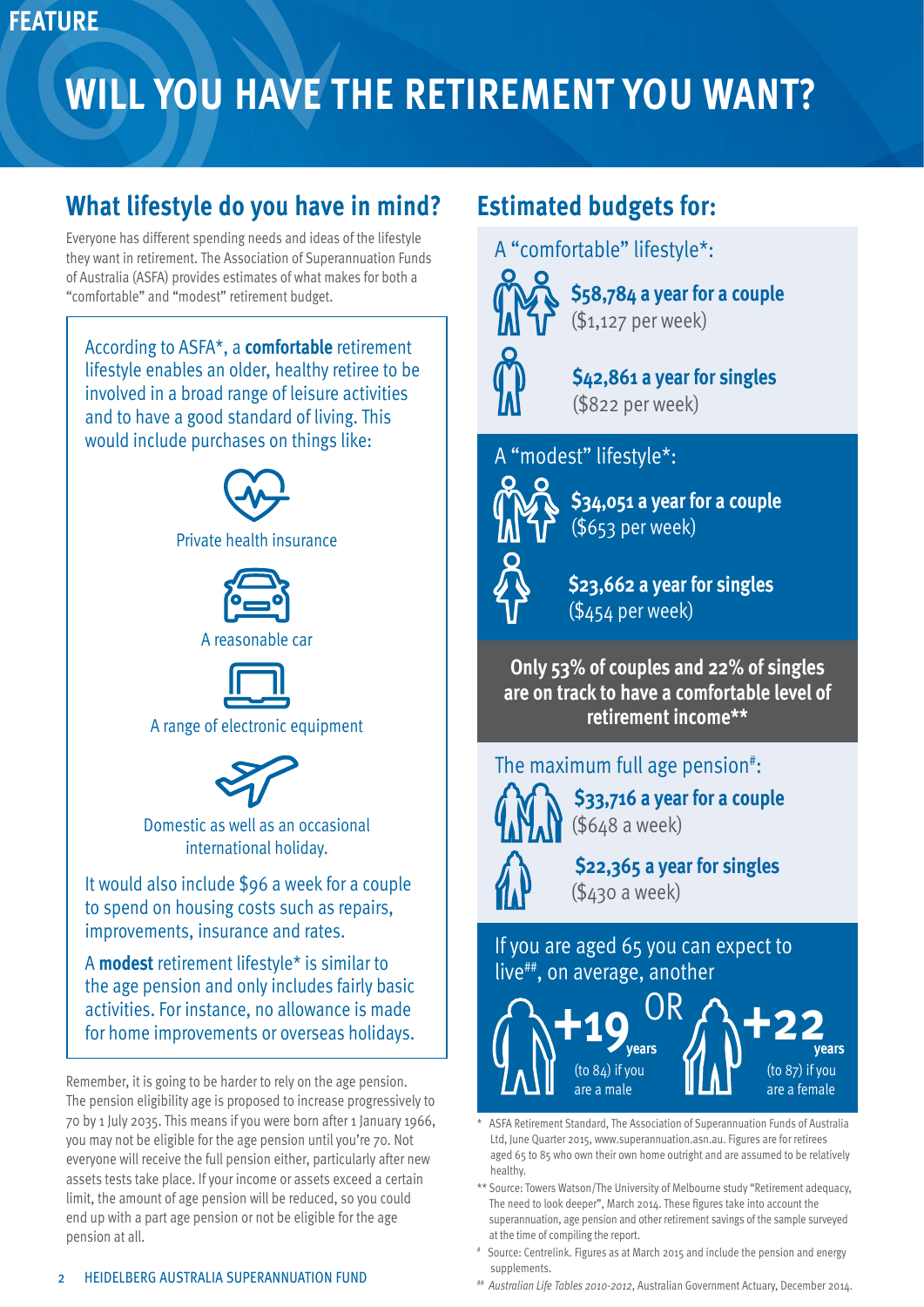FEATURE

# WILL YOU HAVE THE RETIREMENT YOU WANT?

## What lifestyle do you have in mind?

Everyone has different spending needs and ideas of the lifestyle they want in retirement. The Association of Superannuation Funds of Australia (ASFA) provides estimates of what makes for both a "comfortable" and "modest" retirement budget.

According to ASFA*, a **comfortable** retirement lifestyle enables an older, healthy retiree to be involved in a broad range of leisure activities and to have a good standard of living. This would include purchases on things like:

- Private health insurance
- A reasonable car
- A range of electronic equipment
- Domestic as well as an occasional international holiday.

It would also include $96 a week for a couple to spend on housing costs such as repairs, improvements, insurance and rates.

A **modest** retirement lifestyle* is similar to the age pension and only includes fairly basic activities. For instance, no allowance is made for home improvements or overseas holidays.

Remember, it is going to be harder to rely on the age pension. The pension eligibility age is proposed to increase progressively to 70 by 1 July 2035. This means if you were born after 1 January 1966, you may not be eligible for the age pension until you're 70. Not everyone will receive the full pension either, particularly after new assets tests take place. If your income or assets exceed a certain limit, the amount of age pension will be reduced, so you could end up with a part age pension or not be eligible for the age pension at all.

## Estimated budgets for:

A "comfortable" lifestyle*:

**$58,784 a year for a couple** ($1,127 per week)

**$42,861 a year for singles** ($822 per week)

A "modest" lifestyle*:

**$34,051 a year for a couple** ($653 per week)

**$23,662 a year for singles** ($454 per week)

**Only 53% of couples and 22% of singles are on track to have a comfortable level of retirement income****

The maximum full age pension#:

**$33,716 a year for a couple** ($648 a week)

**$22,365 a year for singles** ($430 a week)

If you are aged 65 you can expect to live##, on average, another

**+19 years** (to 84) if you are a male OR **+22 years** (to 87) if you are a female

\* ASFA Retirement Standard, The Association of Superannuation Funds of Australia Ltd, June Quarter 2015, www.superannuation.asn.au. Figures are for retirees aged 65 to 85 who own their own home outright and are assumed to be relatively healthy.

\*\* Source: Towers Watson/The University of Melbourne study "Retirement adequacy, The need to look deeper", March 2014. These figures take into account the superannuation, age pension and other retirement savings of the sample surveyed at the time of compiling the report.

\# Source: Centrelink. Figures as at March 2015 and include the pension and energy supplements.

\## *Australian Life Tables 2010-2012*, Australian Government Actuary, December 2014.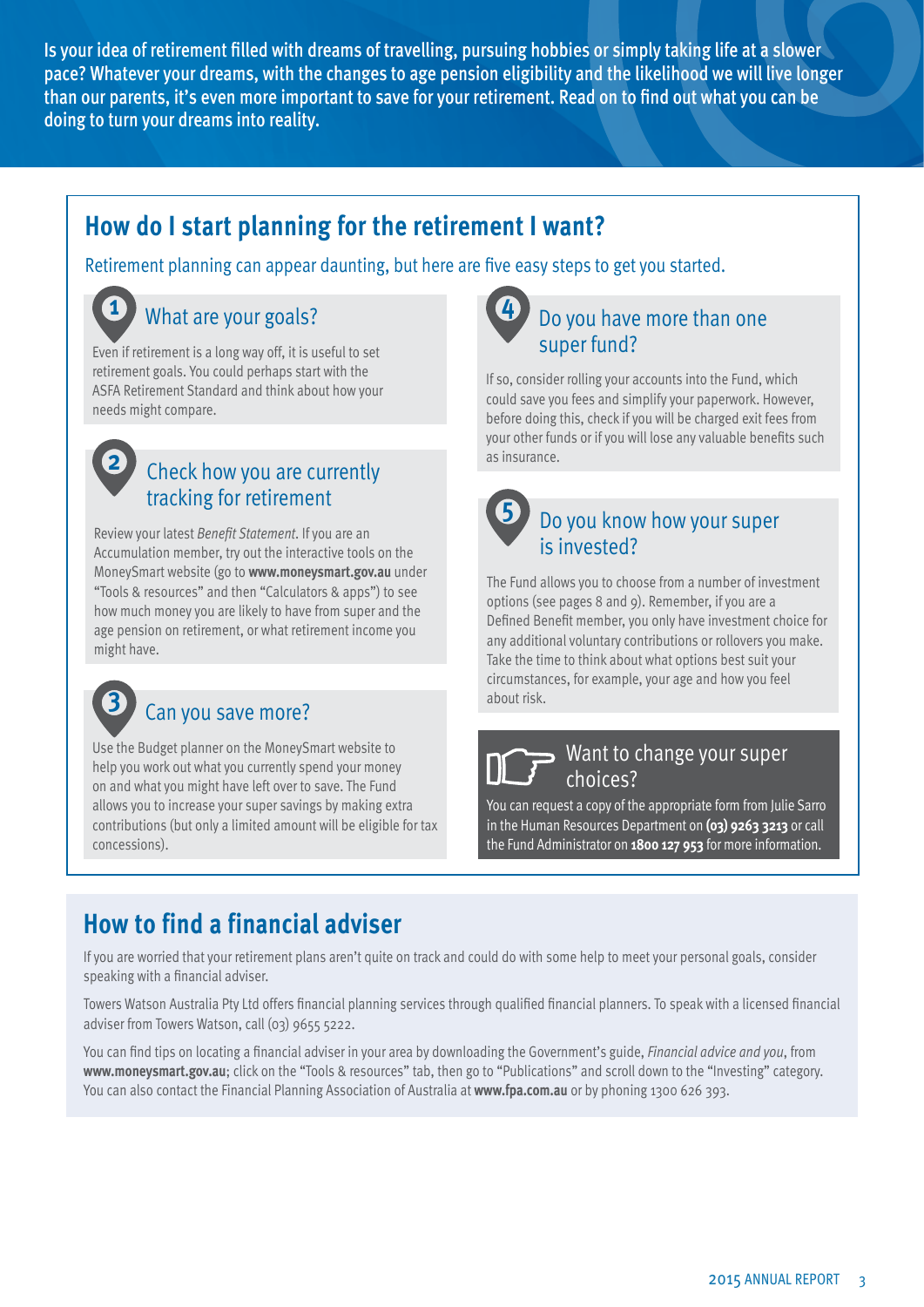Is your idea of retirement filled with dreams of travelling, pursuing hobbies or simply taking life at a slower pace? Whatever your dreams, with the changes to age pension eligibility and the likelihood we will live longer than our parents, it's even more important to save for your retirement. Read on to find out what you can be doing to turn your dreams into reality.

## How do I start planning for the retirement I want?

Retirement planning can appear daunting, but here are five easy steps to get you started.

### 1 What are your goals?

Even if retirement is a long way off, it is useful to set retirement goals. You could perhaps start with the ASFA Retirement Standard and think about how your needs might compare.

### 2 Check how you are currently tracking for retirement

Review your latest *Benefit Statement*. If you are an Accumulation member, try out the interactive tools on the MoneySmart website (go to **www.moneysmart.gov.au** under "Tools & resources" and then "Calculators & apps") to see how much money you are likely to have from super and the age pension on retirement, or what retirement income you might have.

### 3 Can you save more?

Use the Budget planner on the MoneySmart website to help you work out what you currently spend your money on and what you might have left over to save. The Fund allows you to increase your super savings by making extra contributions (but only a limited amount will be eligible for tax concessions).

### 4 Do you have more than one super fund?

If so, consider rolling your accounts into the Fund, which could save you fees and simplify your paperwork. However, before doing this, check if you will be charged exit fees from your other funds or if you will lose any valuable benefits such as insurance.

### 5 Do you know how your super is invested?

The Fund allows you to choose from a number of investment options (see pages 8 and 9). Remember, if you are a Defined Benefit member, you only have investment choice for any additional voluntary contributions or rollovers you make. Take the time to think about what options best suit your circumstances, for example, your age and how you feel about risk.

### Want to change your super choices?

You can request a copy of the appropriate form from Julie Sarro in the Human Resources Department on **(03) 9263 3213** or call the Fund Administrator on **1800 127 953** for more information.

## How to find a financial adviser

If you are worried that your retirement plans aren't quite on track and could do with some help to meet your personal goals, consider speaking with a financial adviser.

Towers Watson Australia Pty Ltd offers financial planning services through qualified financial planners. To speak with a licensed financial adviser from Towers Watson, call (03) 9655 5222.

You can find tips on locating a financial adviser in your area by downloading the Government's guide, *Financial advice and you*, from **www.moneysmart.gov.au**; click on the "Tools & resources" tab, then go to "Publications" and scroll down to the "Investing" category. You can also contact the Financial Planning Association of Australia at **www.fpa.com.au** or by phoning 1300 626 393.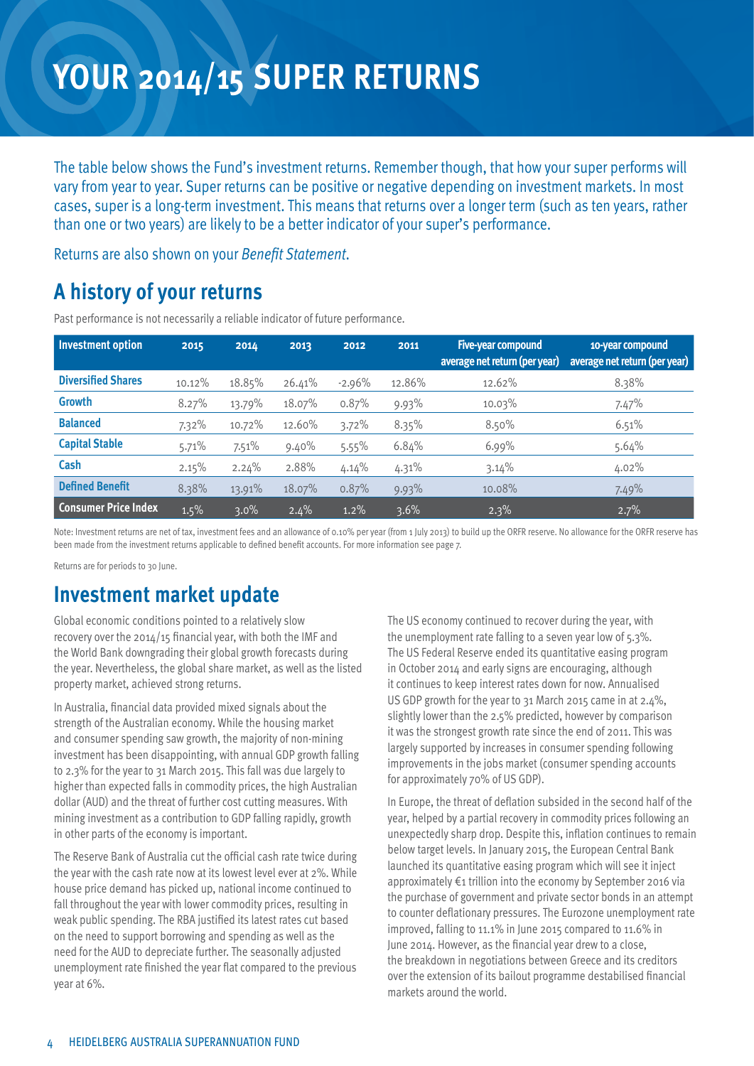# YOUR 2014/15 SUPER RETURNS

The table below shows the Fund's investment returns. Remember though, that how your super performs will vary from year to year. Super returns can be positive or negative depending on investment markets. In most cases, super is a long-term investment. This means that returns over a longer term (such as ten years, rather than one or two years) are likely to be a better indicator of your super's performance.

Returns are also shown on your *Benefit Statement*.

## A history of your returns

Past performance is not necessarily a reliable indicator of future performance.

| Investment option | 2015 | 2014 | 2013 | 2012 | 2011 | Five-year compound average net return (per year) | 10-year compound average net return (per year) |
|---|---|---|---|---|---|---|---|
| Diversified Shares | 10.12% | 18.85% | 26.41% | -2.96% | 12.86% | 12.62% | 8.38% |
| Growth | 8.27% | 13.79% | 18.07% | 0.87% | 9.93% | 10.03% | 7.47% |
| Balanced | 7.32% | 10.72% | 12.60% | 3.72% | 8.35% | 8.50% | 6.51% |
| Capital Stable | 5.71% | 7.51% | 9.40% | 5.55% | 6.84% | 6.99% | 5.64% |
| Cash | 2.15% | 2.24% | 2.88% | 4.14% | 4.31% | 3.14% | 4.02% |
| Defined Benefit | 8.38% | 13.91% | 18.07% | 0.87% | 9.93% | 10.08% | 7.49% |
| Consumer Price Index | 1.5% | 3.0% | 2.4% | 1.2% | 3.6% | 2.3% | 2.7% |

Note: Investment returns are net of tax, investment fees and an allowance of 0.10% per year (from 1 July 2013) to build up the ORFR reserve. No allowance for the ORFR reserve has been made from the investment returns applicable to defined benefit accounts. For more information see page 7.

Returns are for periods to 30 June.

## Investment market update

Global economic conditions pointed to a relatively slow recovery over the 2014/15 financial year, with both the IMF and the World Bank downgrading their global growth forecasts during the year. Nevertheless, the global share market, as well as the listed property market, achieved strong returns.

In Australia, financial data provided mixed signals about the strength of the Australian economy. While the housing market and consumer spending saw growth, the majority of non-mining investment has been disappointing, with annual GDP growth falling to 2.3% for the year to 31 March 2015. This fall was due largely to higher than expected falls in commodity prices, the high Australian dollar (AUD) and the threat of further cost cutting measures. With mining investment as a contribution to GDP falling rapidly, growth in other parts of the economy is important.

The Reserve Bank of Australia cut the official cash rate twice during the year with the cash rate now at its lowest level ever at 2%. While house price demand has picked up, national income continued to fall throughout the year with lower commodity prices, resulting in weak public spending. The RBA justified its latest rates cut based on the need to support borrowing and spending as well as the need for the AUD to depreciate further. The seasonally adjusted unemployment rate finished the year flat compared to the previous year at 6%.

The US economy continued to recover during the year, with the unemployment rate falling to a seven year low of 5.3%. The US Federal Reserve ended its quantitative easing program in October 2014 and early signs are encouraging, although it continues to keep interest rates down for now. Annualised US GDP growth for the year to 31 March 2015 came in at 2.4%, slightly lower than the 2.5% predicted, however by comparison it was the strongest growth rate since the end of 2011. This was largely supported by increases in consumer spending following improvements in the jobs market (consumer spending accounts for approximately 70% of US GDP).

In Europe, the threat of deflation subsided in the second half of the year, helped by a partial recovery in commodity prices following an unexpectedly sharp drop. Despite this, inflation continues to remain below target levels. In January 2015, the European Central Bank launched its quantitative easing program which will see it inject approximately €1 trillion into the economy by September 2016 via the purchase of government and private sector bonds in an attempt to counter deflationary pressures. The Eurozone unemployment rate improved, falling to 11.1% in June 2015 compared to 11.6% in June 2014. However, as the financial year drew to a close, the breakdown in negotiations between Greece and its creditors over the extension of its bailout programme destabilised financial markets around the world.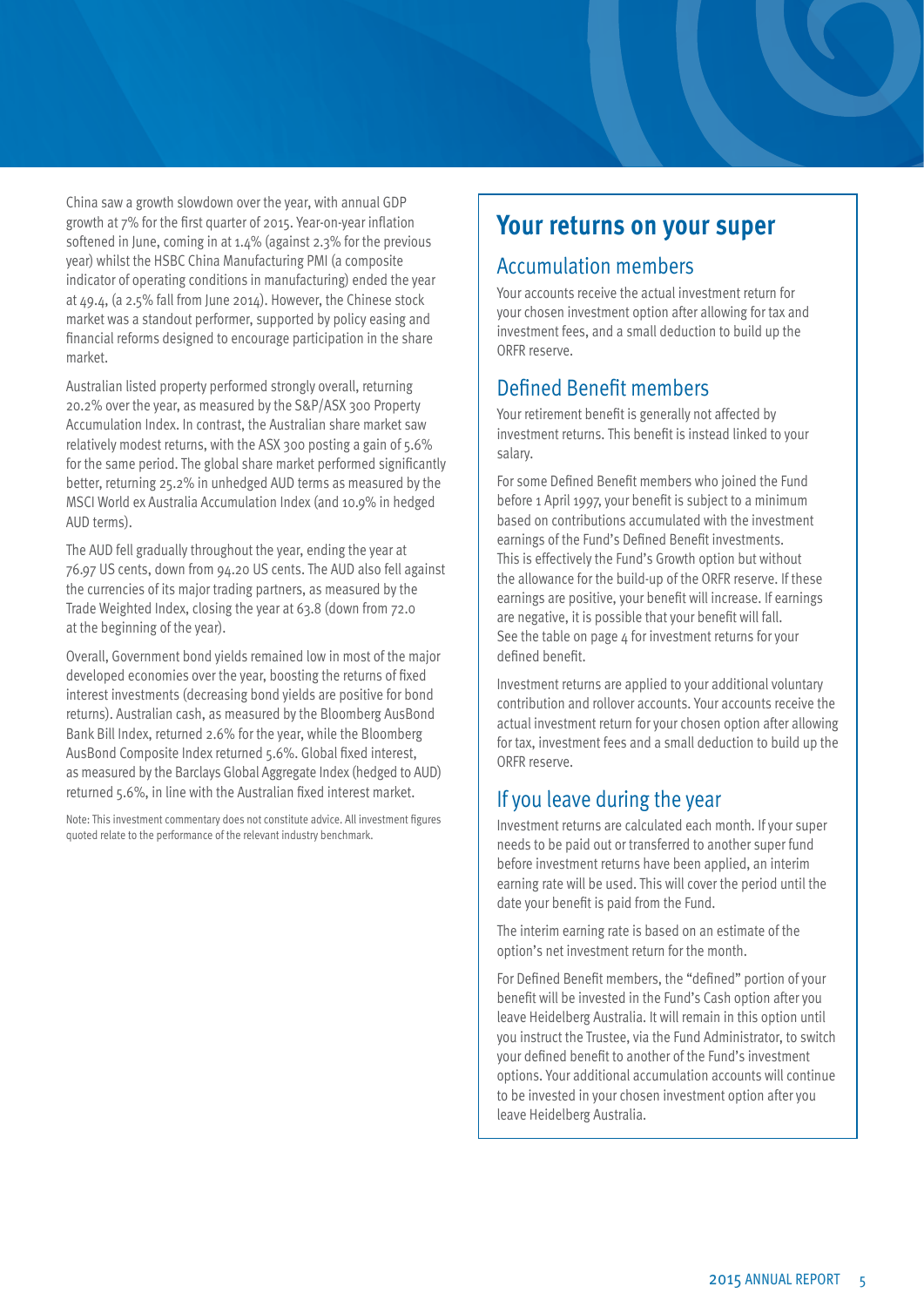China saw a growth slowdown over the year, with annual GDP growth at 7% for the first quarter of 2015. Year-on-year inflation softened in June, coming in at 1.4% (against 2.3% for the previous year) whilst the HSBC China Manufacturing PMI (a composite indicator of operating conditions in manufacturing) ended the year at 49.4, (a 2.5% fall from June 2014). However, the Chinese stock market was a standout performer, supported by policy easing and financial reforms designed to encourage participation in the share market.

Australian listed property performed strongly overall, returning 20.2% over the year, as measured by the S&P/ASX 300 Property Accumulation Index. In contrast, the Australian share market saw relatively modest returns, with the ASX 300 posting a gain of 5.6% for the same period. The global share market performed significantly better, returning 25.2% in unhedged AUD terms as measured by the MSCI World ex Australia Accumulation Index (and 10.9% in hedged AUD terms).

The AUD fell gradually throughout the year, ending the year at 76.97 US cents, down from 94.20 US cents. The AUD also fell against the currencies of its major trading partners, as measured by the Trade Weighted Index, closing the year at 63.8 (down from 72.0 at the beginning of the year).

Overall, Government bond yields remained low in most of the major developed economies over the year, boosting the returns of fixed interest investments (decreasing bond yields are positive for bond returns). Australian cash, as measured by the Bloomberg AusBond Bank Bill Index, returned 2.6% for the year, while the Bloomberg AusBond Composite Index returned 5.6%. Global fixed interest, as measured by the Barclays Global Aggregate Index (hedged to AUD) returned 5.6%, in line with the Australian fixed interest market.

Note: This investment commentary does not constitute advice. All investment figures quoted relate to the performance of the relevant industry benchmark.

# Your returns on your super

## Accumulation members

Your accounts receive the actual investment return for your chosen investment option after allowing for tax and investment fees, and a small deduction to build up the ORFR reserve.

## Defined Benefit members

Your retirement benefit is generally not affected by investment returns. This benefit is instead linked to your salary.

For some Defined Benefit members who joined the Fund before 1 April 1997, your benefit is subject to a minimum based on contributions accumulated with the investment earnings of the Fund's Defined Benefit investments. This is effectively the Fund's Growth option but without the allowance for the build-up of the ORFR reserve. If these earnings are positive, your benefit will increase. If earnings are negative, it is possible that your benefit will fall. See the table on page 4 for investment returns for your defined benefit.

Investment returns are applied to your additional voluntary contribution and rollover accounts. Your accounts receive the actual investment return for your chosen option after allowing for tax, investment fees and a small deduction to build up the ORFR reserve.

## If you leave during the year

Investment returns are calculated each month. If your super needs to be paid out or transferred to another super fund before investment returns have been applied, an interim earning rate will be used. This will cover the period until the date your benefit is paid from the Fund.

The interim earning rate is based on an estimate of the option's net investment return for the month.

For Defined Benefit members, the "defined" portion of your benefit will be invested in the Fund's Cash option after you leave Heidelberg Australia. It will remain in this option until you instruct the Trustee, via the Fund Administrator, to switch your defined benefit to another of the Fund's investment options. Your additional accumulation accounts will continue to be invested in your chosen investment option after you leave Heidelberg Australia.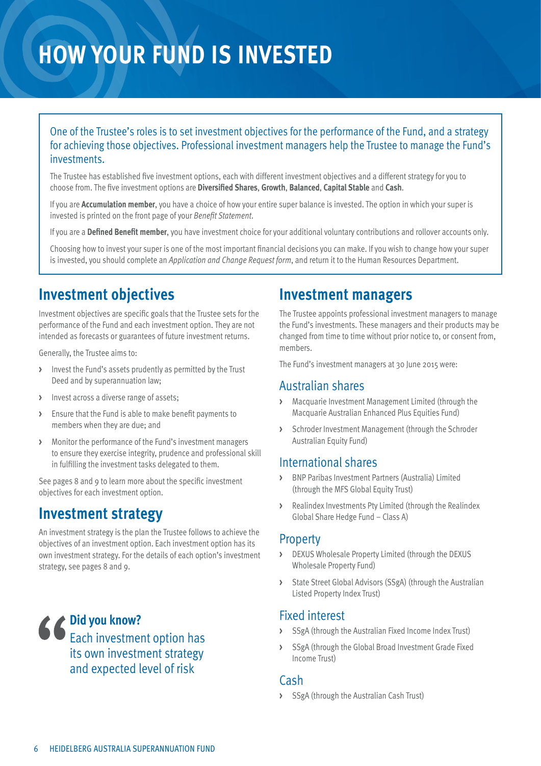# HOW YOUR FUND IS INVESTED

One of the Trustee's roles is to set investment objectives for the performance of the Fund, and a strategy for achieving those objectives. Professional investment managers help the Trustee to manage the Fund's investments.

The Trustee has established five investment options, each with different investment objectives and a different strategy for you to choose from. The five investment options are **Diversified Shares**, **Growth**, **Balanced**, **Capital Stable** and **Cash**.

If you are **Accumulation member**, you have a choice of how your entire super balance is invested. The option in which your super is invested is printed on the front page of your *Benefit Statement.*

If you are a **Defined Benefit member**, you have investment choice for your additional voluntary contributions and rollover accounts only.

Choosing how to invest your super is one of the most important financial decisions you can make. If you wish to change how your super is invested, you should complete an *Application and Change Request form*, and return it to the Human Resources Department.

## Investment objectives

Investment objectives are specific goals that the Trustee sets for the performance of the Fund and each investment option. They are not intended as forecasts or guarantees of future investment returns.

Generally, the Trustee aims to:

- Invest the Fund's assets prudently as permitted by the Trust Deed and by superannuation law;
- Invest across a diverse range of assets;
- Ensure that the Fund is able to make benefit payments to members when they are due; and
- Monitor the performance of the Fund's investment managers to ensure they exercise integrity, prudence and professional skill in fulfilling the investment tasks delegated to them.

See pages 8 and 9 to learn more about the specific investment objectives for each investment option.

## Investment strategy

An investment strategy is the plan the Trustee follows to achieve the objectives of an investment option. Each investment option has its own investment strategy. For the details of each option's investment strategy, see pages 8 and 9.

**Did you know?**
Each investment option has its own investment strategy and expected level of risk

## Investment managers

The Trustee appoints professional investment managers to manage the Fund's investments. These managers and their products may be changed from time to time without prior notice to, or consent from, members.

The Fund's investment managers at 30 June 2015 were:

### Australian shares

- Macquarie Investment Management Limited (through the Macquarie Australian Enhanced Plus Equities Fund)
- Schroder Investment Management (through the Schroder Australian Equity Fund)

### International shares

- BNP Paribas Investment Partners (Australia) Limited (through the MFS Global Equity Trust)
- Realindex Investments Pty Limited (through the Realindex Global Share Hedge Fund – Class A)

### Property

- DEXUS Wholesale Property Limited (through the DEXUS Wholesale Property Fund)
- State Street Global Advisors (SSgA) (through the Australian Listed Property Index Trust)

### Fixed interest

- SSgA (through the Australian Fixed Income Index Trust)
- SSgA (through the Global Broad Investment Grade Fixed Income Trust)

### Cash

- SSgA (through the Australian Cash Trust)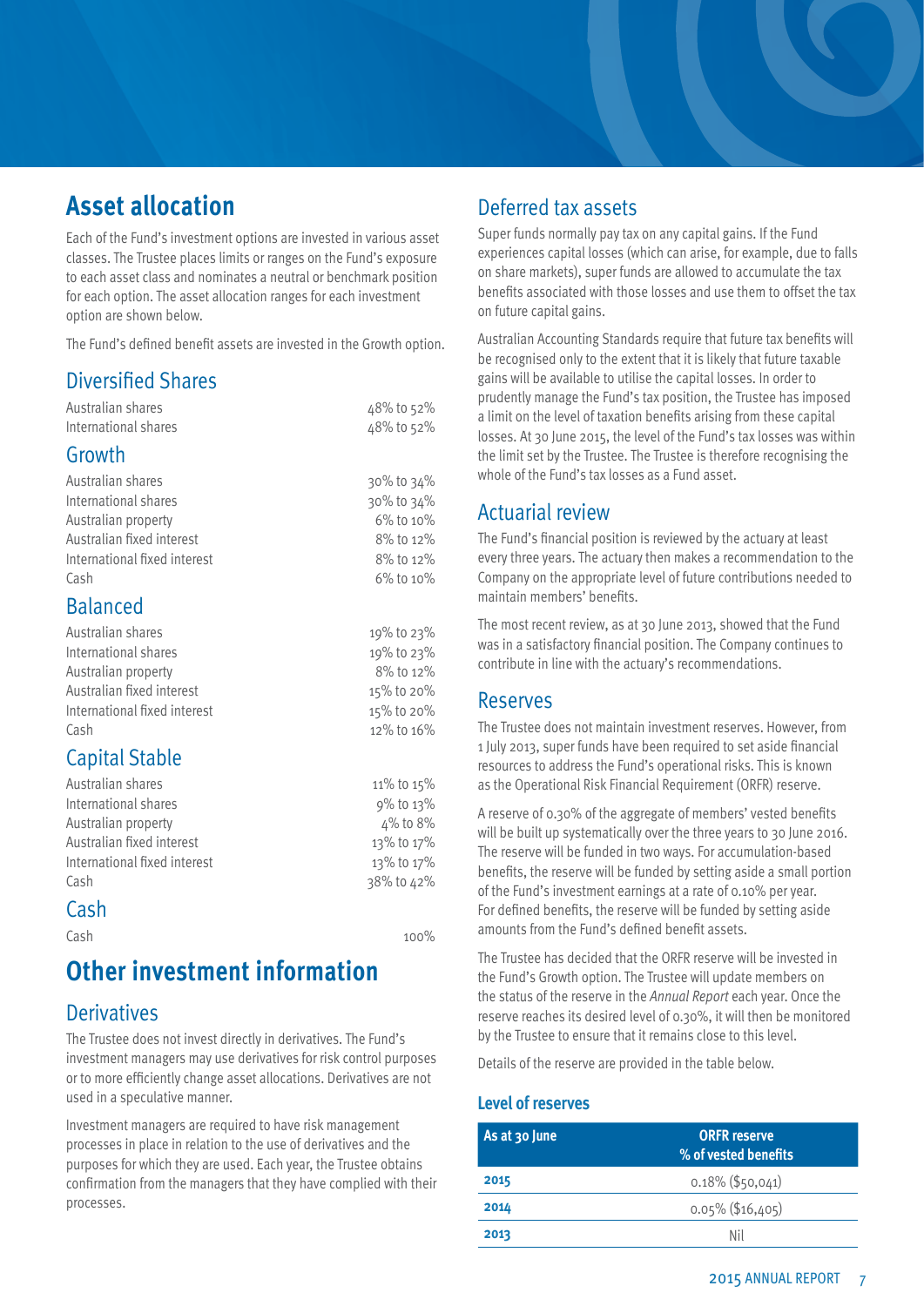# Asset allocation

Each of the Fund's investment options are invested in various asset classes. The Trustee places limits or ranges on the Fund's exposure to each asset class and nominates a neutral or benchmark position for each option. The asset allocation ranges for each investment option are shown below.

The Fund's defined benefit assets are invested in the Growth option.

## Diversified Shares

| | |
|---|---|
| Australian shares | 48% to 52% |
| International shares | 48% to 52% |

## Growth

| | |
|---|---|
| Australian shares | 30% to 34% |
| International shares | 30% to 34% |
| Australian property | 6% to 10% |
| Australian fixed interest | 8% to 12% |
| International fixed interest | 8% to 12% |
| Cash | 6% to 10% |

## Balanced

| | |
|---|---|
| Australian shares | 19% to 23% |
| International shares | 19% to 23% |
| Australian property | 8% to 12% |
| Australian fixed interest | 15% to 20% |
| International fixed interest | 15% to 20% |
| Cash | 12% to 16% |

## Capital Stable

| | |
|---|---|
| Australian shares | 11% to 15% |
| International shares | 9% to 13% |
| Australian property | 4% to 8% |
| Australian fixed interest | 13% to 17% |
| International fixed interest | 13% to 17% |
| Cash | 38% to 42% |

## Cash

| | |
|---|---|
| Cash | 100% |

# Other investment information

## Derivatives

The Trustee does not invest directly in derivatives. The Fund's investment managers may use derivatives for risk control purposes or to more efficiently change asset allocations. Derivatives are not used in a speculative manner.

Investment managers are required to have risk management processes in place in relation to the use of derivatives and the purposes for which they are used. Each year, the Trustee obtains confirmation from the managers that they have complied with their processes.

## Deferred tax assets

Super funds normally pay tax on any capital gains. If the Fund experiences capital losses (which can arise, for example, due to falls on share markets), super funds are allowed to accumulate the tax benefits associated with those losses and use them to offset the tax on future capital gains.

Australian Accounting Standards require that future tax benefits will be recognised only to the extent that it is likely that future taxable gains will be available to utilise the capital losses. In order to prudently manage the Fund's tax position, the Trustee has imposed a limit on the level of taxation benefits arising from these capital losses. At 30 June 2015, the level of the Fund's tax losses was within the limit set by the Trustee. The Trustee is therefore recognising the whole of the Fund's tax losses as a Fund asset.

## Actuarial review

The Fund's financial position is reviewed by the actuary at least every three years. The actuary then makes a recommendation to the Company on the appropriate level of future contributions needed to maintain members' benefits.

The most recent review, as at 30 June 2013, showed that the Fund was in a satisfactory financial position. The Company continues to contribute in line with the actuary's recommendations.

## Reserves

The Trustee does not maintain investment reserves. However, from 1 July 2013, super funds have been required to set aside financial resources to address the Fund's operational risks. This is known as the Operational Risk Financial Requirement (ORFR) reserve.

A reserve of 0.30% of the aggregate of members' vested benefits will be built up systematically over the three years to 30 June 2016. The reserve will be funded in two ways. For accumulation-based benefits, the reserve will be funded by setting aside a small portion of the Fund's investment earnings at a rate of 0.10% per year. For defined benefits, the reserve will be funded by setting aside amounts from the Fund's defined benefit assets.

The Trustee has decided that the ORFR reserve will be invested in the Fund's Growth option. The Trustee will update members on the status of the reserve in the *Annual Report* each year. Once the reserve reaches its desired level of 0.30%, it will then be monitored by the Trustee to ensure that it remains close to this level.

Details of the reserve are provided in the table below.

### Level of reserves

| As at 30 June | ORFR reserve % of vested benefits |
|---|---|
| **2015** | 0.18% ($50,041) |
| **2014** | 0.05% ($16,405) |
| **2013** | Nil |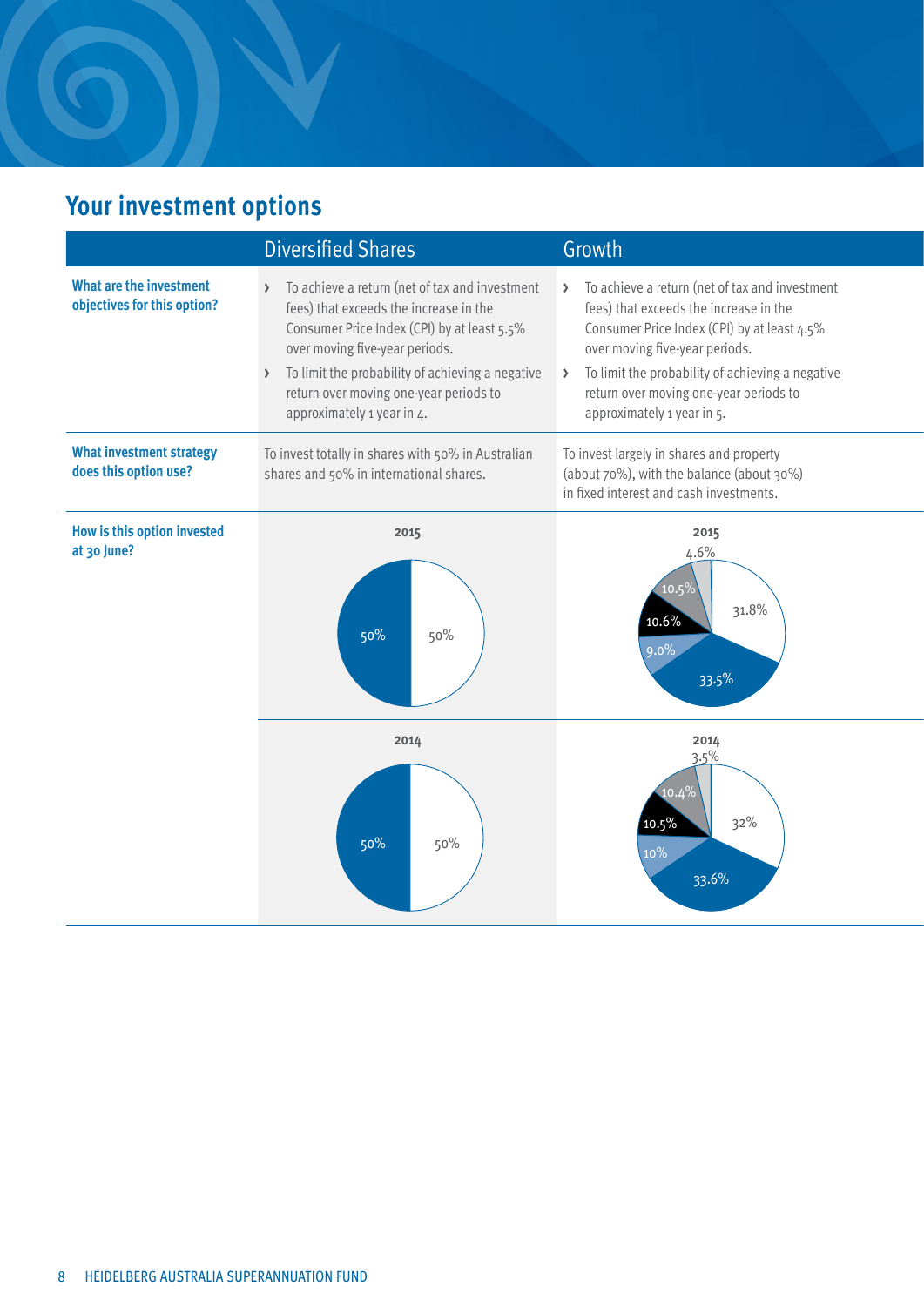## Your investment options

| | Diversified Shares | Growth |
|---|---|---|
| **What are the investment objectives for this option?** | › To achieve a return (net of tax and investment fees) that exceeds the increase in the Consumer Price Index (CPI) by at least 5.5% over moving five-year periods.<br>› To limit the probability of achieving a negative return over moving one-year periods to approximately 1 year in 4. | › To achieve a return (net of tax and investment fees) that exceeds the increase in the Consumer Price Index (CPI) by at least 4.5% over moving five-year periods.<br>› To limit the probability of achieving a negative return over moving one-year periods to approximately 1 year in 5. |
| **What investment strategy does this option use?** | To invest totally in shares with 50% in Australian shares and 50% in international shares. | To invest largely in shares and property (about 70%), with the balance (about 30%) in fixed interest and cash investments. |
| **How is this option invested at 30 June?** | 2015: 50%, 50% | 2015: 31.8%, 33.5%, 9.0%, 10.6%, 10.5%, 4.6% |
| | 2014: 50%, 50% | 2014: 32%, 33.6%, 10%, 10.5%, 10.4%, 3.5% |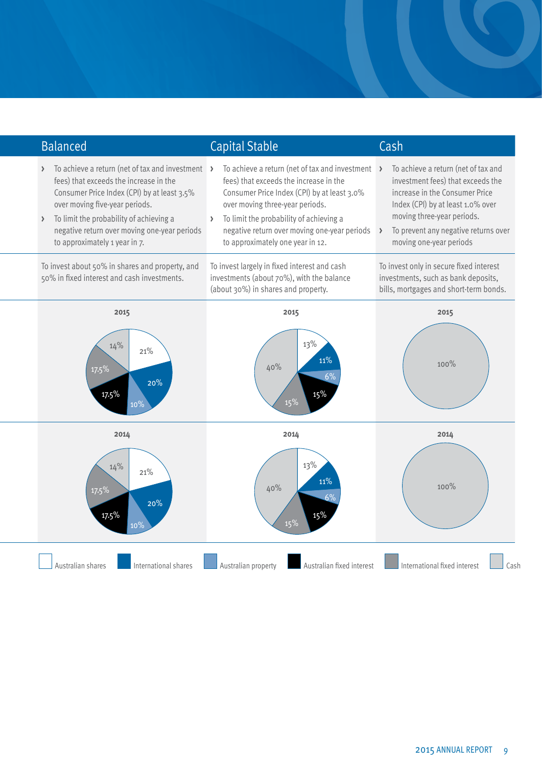| | Balanced | Capital Stable | Cash |
|---|---|---|---|
| Objectives | › To achieve a return (net of tax and investment fees) that exceeds the increase in the Consumer Price Index (CPI) by at least 3.5% over moving five-year periods.<br>› To limit the probability of achieving a negative return over moving one-year periods to approximately 1 year in 7. | › To achieve a return (net of tax and investment fees) that exceeds the increase in the Consumer Price Index (CPI) by at least 3.0% over moving three-year periods.<br>› To limit the probability of achieving a negative return over moving one-year periods to approximately one year in 12. | › To achieve a return (net of tax and investment fees) that exceeds the increase in the Consumer Price Index (CPI) by at least 1.0% over moving three-year periods.<br>› To prevent any negative returns over moving one-year periods |
| Strategy | To invest about 50% in shares and property, and 50% in fixed interest and cash investments. | To invest largely in fixed interest and cash investments (about 70%), with the balance (about 30%) in shares and property. | To invest only in secure fixed interest investments, such as bank deposits, bills, mortgages and short-term bonds. |

**Asset allocation**

| Asset class | Balanced 2015 | Balanced 2014 | Capital Stable 2015 | Capital Stable 2014 | Cash 2015 | Cash 2014 |
|---|---|---|---|---|---|---|
| Australian shares | 21% | 21% | 13% | 13% | | |
| International shares | 20% | 20% | 11% | 11% | | |
| Australian property | 10% | 10% | 6% | 6% | | |
| Australian fixed interest | 17.5% | 17.5% | 15% | 15% | | |
| International fixed interest | 17.5% | 17.5% | 15% | 15% | | |
| Cash | 14% | 14% | 40% | 40% | 100% | 100% |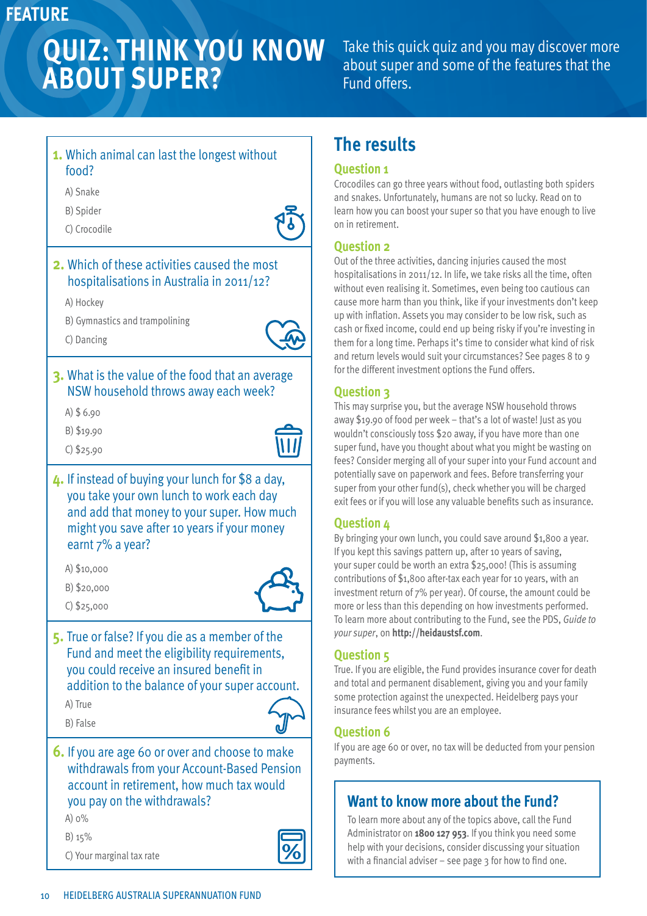FEATURE

# QUIZ: THINK YOU KNOW ABOUT SUPER?

Take this quick quiz and you may discover more about super and some of the features that the Fund offers.

**1.** Which animal can last the longest without food?

A) Snake

B) Spider

C) Crocodile

**2.** Which of these activities caused the most hospitalisations in Australia in 2011/12?

A) Hockey

B) Gymnastics and trampolining

C) Dancing

**3.** What is the value of the food that an average NSW household throws away each week?

A) $ 6.90

B) $19.90

C) $25.90

**4.** If instead of buying your lunch for $8 a day, you take your own lunch to work each day and add that money to your super. How much might you save after 10 years if your money earnt 7% a year?

A) $10,000

B) $20,000

C) $25,000

**5.** True or false? If you die as a member of the Fund and meet the eligibility requirements, you could receive an insured benefit in addition to the balance of your super account.

A) True

B) False

**6.** If you are age 60 or over and choose to make withdrawals from your Account-Based Pension account in retirement, how much tax would you pay on the withdrawals?

A) 0%

B) 15%

C) Your marginal tax rate

## The results

### Question 1

Crocodiles can go three years without food, outlasting both spiders and snakes. Unfortunately, humans are not so lucky. Read on to learn how you can boost your super so that you have enough to live on in retirement.

### Question 2

Out of the three activities, dancing injuries caused the most hospitalisations in 2011/12. In life, we take risks all the time, often without even realising it. Sometimes, even being too cautious can cause more harm than you think, like if your investments don't keep up with inflation. Assets you may consider to be low risk, such as cash or fixed income, could end up being risky if you're investing in them for a long time. Perhaps it's time to consider what kind of risk and return levels would suit your circumstances? See pages 8 to 9 for the different investment options the Fund offers.

### Question 3

This may surprise you, but the average NSW household throws away $19.90 of food per week – that's a lot of waste! Just as you wouldn't consciously toss $20 away, if you have more than one super fund, have you thought about what you might be wasting on fees? Consider merging all of your super into your Fund account and potentially save on paperwork and fees. Before transferring your super from your other fund(s), check whether you will be charged exit fees or if you will lose any valuable benefits such as insurance.

### Question 4

By bringing your own lunch, you could save around $1,800 a year. If you kept this savings pattern up, after 10 years of saving, your super could be worth an extra $25,000! (This is assuming contributions of $1,800 after-tax each year for 10 years, with an investment return of 7% per year). Of course, the amount could be more or less than this depending on how investments performed. To learn more about contributing to the Fund, see the PDS, *Guide to your super*, on **http://heidaustsf.com**.

### Question 5

True. If you are eligible, the Fund provides insurance cover for death and total and permanent disablement, giving you and your family some protection against the unexpected. Heidelberg pays your insurance fees whilst you are an employee.

### Question 6

If you are age 60 or over, no tax will be deducted from your pension payments.

## Want to know more about the Fund?

To learn more about any of the topics above, call the Fund Administrator on **1800 127 953**. If you think you need some help with your decisions, consider discussing your situation with a financial adviser – see page 3 for how to find one.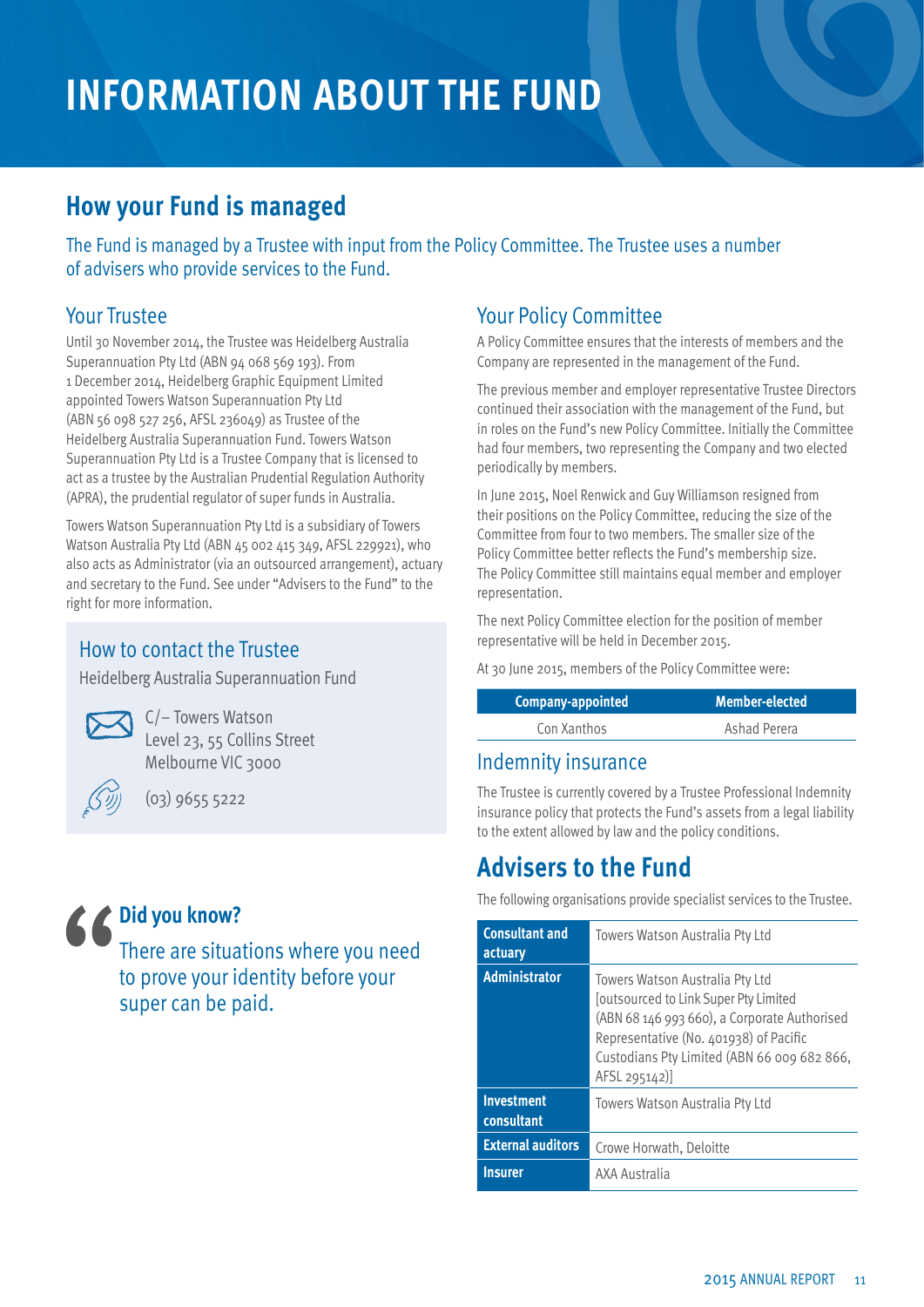# INFORMATION ABOUT THE FUND

## How your Fund is managed

The Fund is managed by a Trustee with input from the Policy Committee. The Trustee uses a number of advisers who provide services to the Fund.

### Your Trustee

Until 30 November 2014, the Trustee was Heidelberg Australia Superannuation Pty Ltd (ABN 94 068 569 193). From 1 December 2014, Heidelberg Graphic Equipment Limited appointed Towers Watson Superannuation Pty Ltd (ABN 56 098 527 256, AFSL 236049) as Trustee of the Heidelberg Australia Superannuation Fund. Towers Watson Superannuation Pty Ltd is a Trustee Company that is licensed to act as a trustee by the Australian Prudential Regulation Authority (APRA), the prudential regulator of super funds in Australia.

Towers Watson Superannuation Pty Ltd is a subsidiary of Towers Watson Australia Pty Ltd (ABN 45 002 415 349, AFSL 229921), who also acts as Administrator (via an outsourced arrangement), actuary and secretary to the Fund. See under "Advisers to the Fund" to the right for more information.

### How to contact the Trustee

Heidelberg Australia Superannuation Fund

C/– Towers Watson
Level 23, 55 Collins Street
Melbourne VIC 3000

(03) 9655 5222

**Did you know?**

There are situations where you need to prove your identity before your super can be paid.

### Your Policy Committee

A Policy Committee ensures that the interests of members and the Company are represented in the management of the Fund.

The previous member and employer representative Trustee Directors continued their association with the management of the Fund, but in roles on the Fund's new Policy Committee. Initially the Committee had four members, two representing the Company and two elected periodically by members.

In June 2015, Noel Renwick and Guy Williamson resigned from their positions on the Policy Committee, reducing the size of the Committee from four to two members. The smaller size of the Policy Committee better reflects the Fund's membership size. The Policy Committee still maintains equal member and employer representation.

The next Policy Committee election for the position of member representative will be held in December 2015.

At 30 June 2015, members of the Policy Committee were:

| Company-appointed | Member-elected |
|---|---|
| Con Xanthos | Ashad Perera |

### Indemnity insurance

The Trustee is currently covered by a Trustee Professional Indemnity insurance policy that protects the Fund's assets from a legal liability to the extent allowed by law and the policy conditions.

## Advisers to the Fund

The following organisations provide specialist services to the Trustee.

| | |
|---|---|
| **Consultant and actuary** | Towers Watson Australia Pty Ltd |
| **Administrator** | Towers Watson Australia Pty Ltd [outsourced to Link Super Pty Limited (ABN 68 146 993 660), a Corporate Authorised Representative (No. 401938) of Pacific Custodians Pty Limited (ABN 66 009 682 866, AFSL 295142)] |
| **Investment consultant** | Towers Watson Australia Pty Ltd |
| **External auditors** | Crowe Horwath, Deloitte |
| **Insurer** | AXA Australia |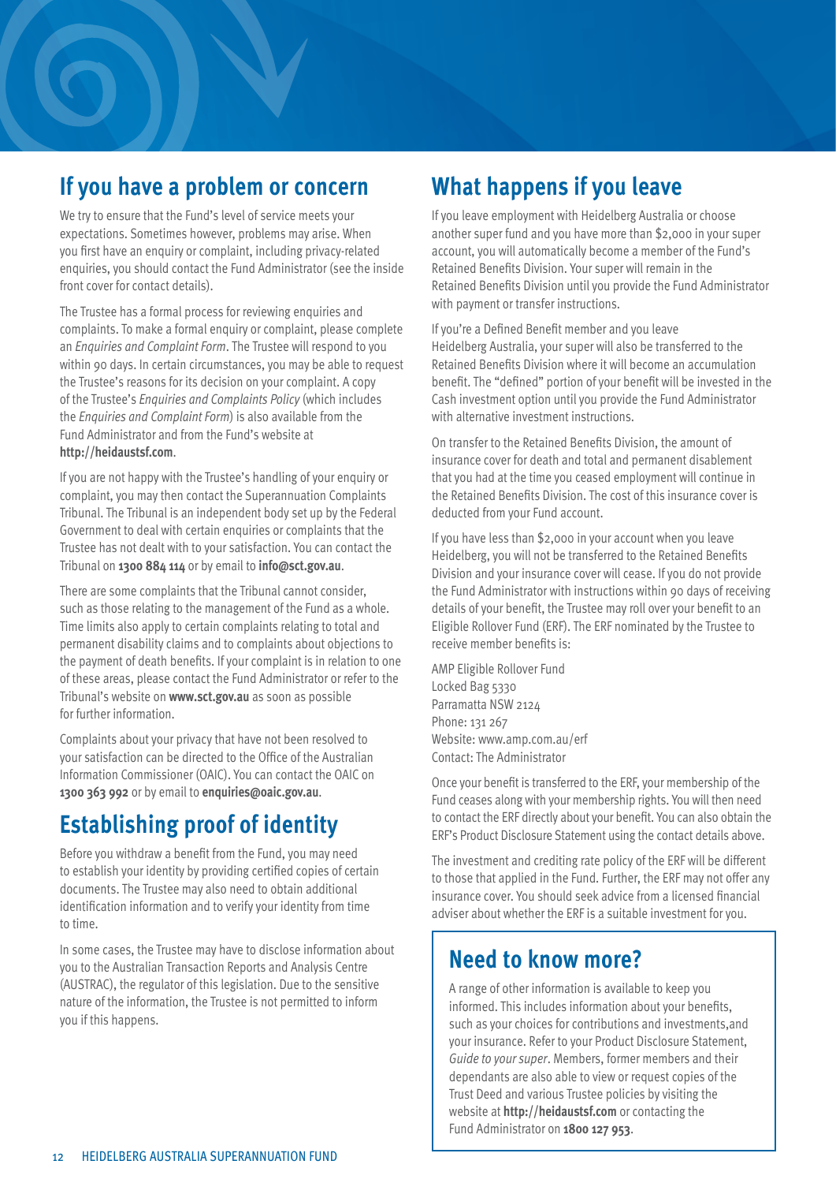## If you have a problem or concern

We try to ensure that the Fund's level of service meets your expectations. Sometimes however, problems may arise. When you first have an enquiry or complaint, including privacy-related enquiries, you should contact the Fund Administrator (see the inside front cover for contact details).

The Trustee has a formal process for reviewing enquiries and complaints. To make a formal enquiry or complaint, please complete an *Enquiries and Complaint Form*. The Trustee will respond to you within 90 days. In certain circumstances, you may be able to request the Trustee's reasons for its decision on your complaint. A copy of the Trustee's *Enquiries and Complaints Policy* (which includes the *Enquiries and Complaint Form*) is also available from the Fund Administrator and from the Fund's website at **http://heidaustsf.com**.

If you are not happy with the Trustee's handling of your enquiry or complaint, you may then contact the Superannuation Complaints Tribunal. The Tribunal is an independent body set up by the Federal Government to deal with certain enquiries or complaints that the Trustee has not dealt with to your satisfaction. You can contact the Tribunal on **1300 884 114** or by email to **info@sct.gov.au**.

There are some complaints that the Tribunal cannot consider, such as those relating to the management of the Fund as a whole. Time limits also apply to certain complaints relating to total and permanent disability claims and to complaints about objections to the payment of death benefits. If your complaint is in relation to one of these areas, please contact the Fund Administrator or refer to the Tribunal's website on **www.sct.gov.au** as soon as possible for further information.

Complaints about your privacy that have not been resolved to your satisfaction can be directed to the Office of the Australian Information Commissioner (OAIC). You can contact the OAIC on **1300 363 992** or by email to **enquiries@oaic.gov.au**.

## Establishing proof of identity

Before you withdraw a benefit from the Fund, you may need to establish your identity by providing certified copies of certain documents. The Trustee may also need to obtain additional identification information and to verify your identity from time to time.

In some cases, the Trustee may have to disclose information about you to the Australian Transaction Reports and Analysis Centre (AUSTRAC), the regulator of this legislation. Due to the sensitive nature of the information, the Trustee is not permitted to inform you if this happens.

## What happens if you leave

If you leave employment with Heidelberg Australia or choose another super fund and you have more than $2,000 in your super account, you will automatically become a member of the Fund's Retained Benefits Division. Your super will remain in the Retained Benefits Division until you provide the Fund Administrator with payment or transfer instructions.

If you're a Defined Benefit member and you leave Heidelberg Australia, your super will also be transferred to the Retained Benefits Division where it will become an accumulation benefit. The "defined" portion of your benefit will be invested in the Cash investment option until you provide the Fund Administrator with alternative investment instructions.

On transfer to the Retained Benefits Division, the amount of insurance cover for death and total and permanent disablement that you had at the time you ceased employment will continue in the Retained Benefits Division. The cost of this insurance cover is deducted from your Fund account.

If you have less than $2,000 in your account when you leave Heidelberg, you will not be transferred to the Retained Benefits Division and your insurance cover will cease. If you do not provide the Fund Administrator with instructions within 90 days of receiving details of your benefit, the Trustee may roll over your benefit to an Eligible Rollover Fund (ERF). The ERF nominated by the Trustee to receive member benefits is:

AMP Eligible Rollover Fund
Locked Bag 5330
Parramatta NSW 2124
Phone: 131 267
Website: www.amp.com.au/erf
Contact: The Administrator

Once your benefit is transferred to the ERF, your membership of the Fund ceases along with your membership rights. You will then need to contact the ERF directly about your benefit. You can also obtain the ERF's Product Disclosure Statement using the contact details above.

The investment and crediting rate policy of the ERF will be different to those that applied in the Fund. Further, the ERF may not offer any insurance cover. You should seek advice from a licensed financial adviser about whether the ERF is a suitable investment for you.

## Need to know more?

A range of other information is available to keep you informed. This includes information about your benefits, such as your choices for contributions and investments,and your insurance. Refer to your Product Disclosure Statement, *Guide to your super*. Members, former members and their dependants are also able to view or request copies of the Trust Deed and various Trustee policies by visiting the website at **http://heidaustsf.com** or contacting the Fund Administrator on **1800 127 953**.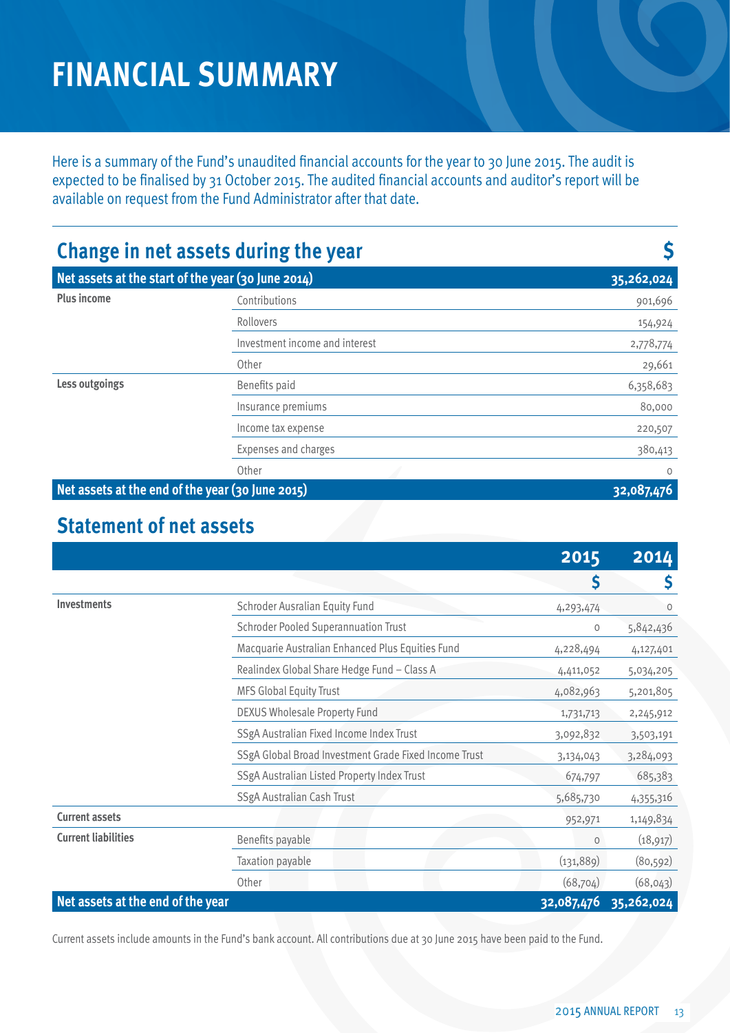# FINANCIAL SUMMARY

Here is a summary of the Fund's unaudited financial accounts for the year to 30 June 2015. The audit is expected to be finalised by 31 October 2015. The audited financial accounts and auditor's report will be available on request from the Fund Administrator after that date.

## Change in net assets during the year

| | | $ |
|---|---|---|
| **Net assets at the start of the year (30 June 2014)** | | **35,262,024** |
| **Plus income** | Contributions | 901,696 |
| | Rollovers | 154,924 |
| | Investment income and interest | 2,778,774 |
| | Other | 29,661 |
| **Less outgoings** | Benefits paid | 6,358,683 |
| | Insurance premiums | 80,000 |
| | Income tax expense | 220,507 |
| | Expenses and charges | 380,413 |
| | Other | 0 |
| **Net assets at the end of the year (30 June 2015)** | | **32,087,476** |

## Statement of net assets

| | | 2015 | 2014 |
|---|---|---|---|
| | | $ | $ |
| **Investments** | Schroder Ausralian Equity Fund | 4,293,474 | 0 |
| | Schroder Pooled Superannuation Trust | 0 | 5,842,436 |
| | Macquarie Australian Enhanced Plus Equities Fund | 4,228,494 | 4,127,401 |
| | Realindex Global Share Hedge Fund – Class A | 4,411,052 | 5,034,205 |
| | MFS Global Equity Trust | 4,082,963 | 5,201,805 |
| | DEXUS Wholesale Property Fund | 1,731,713 | 2,245,912 |
| | SSgA Australian Fixed Income Index Trust | 3,092,832 | 3,503,191 |
| | SSgA Global Broad Investment Grade Fixed Income Trust | 3,134,043 | 3,284,093 |
| | SSgA Australian Listed Property Index Trust | 674,797 | 685,383 |
| | SSgA Australian Cash Trust | 5,685,730 | 4,355,316 |
| **Current assets** | | 952,971 | 1,149,834 |
| **Current liabilities** | Benefits payable | 0 | (18,917) |
| | Taxation payable | (131,889) | (80,592) |
| | Other | (68,704) | (68,043) |
| **Net assets at the end of the year** | | **32,087,476** | **35,262,024** |

Current assets include amounts in the Fund's bank account. All contributions due at 30 June 2015 have been paid to the Fund.